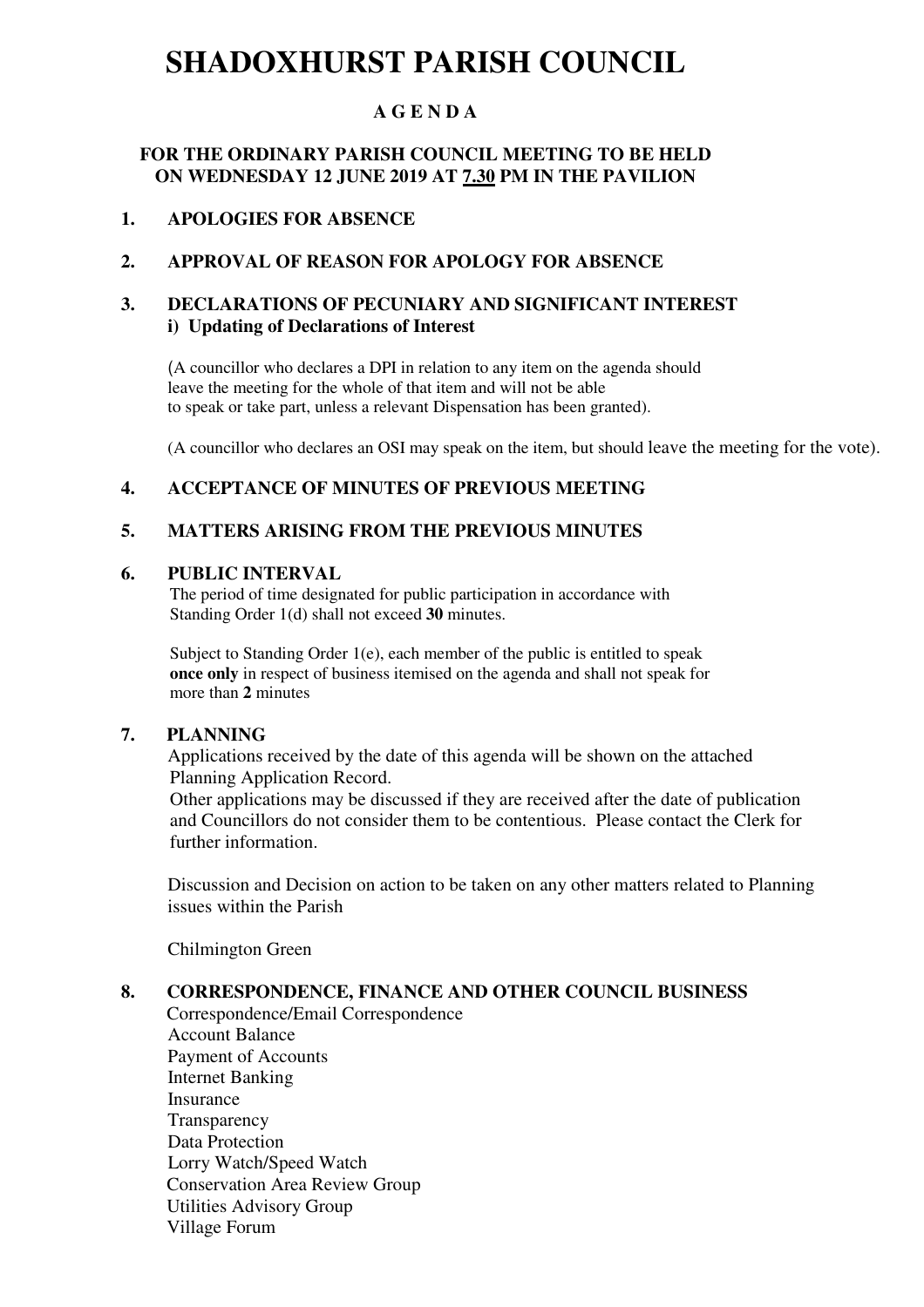# SHADOXHURST PARISH COUNCIL

**A G E N D A**

**FOR THE ORDINARY PARISH COUNCIL MEETING TO BE HELD ON WEDNESDAY 12 JUNE 2019 AT 7.30 PM IN THE PAVILION**

**1. APOLOGIES FOR ABSENCE**

**2. APPROVAL OF REASON FOR APOLOGY FOR ABSENCE**

**3. DECLARATIONS OF PECUNIARY AND SIGNIFICANT INTEREST**
**i) Updating of Declarations of Interest**

(A councillor who declares a DPI in relation to any item on the agenda should leave the meeting for the whole of that item and will not be able to speak or take part, unless a relevant Dispensation has been granted).

(A councillor who declares an OSI may speak on the item, but should leave the meeting for the vote).

**4. ACCEPTANCE OF MINUTES OF PREVIOUS MEETING**

**5. MATTERS ARISING FROM THE PREVIOUS MINUTES**

**6. PUBLIC INTERVAL**

The period of time designated for public participation in accordance with Standing Order 1(d) shall not exceed **30** minutes.

Subject to Standing Order 1(e), each member of the public is entitled to speak **once only** in respect of business itemised on the agenda and shall not speak for more than **2** minutes

**7. PLANNING**

Applications received by the date of this agenda will be shown on the attached Planning Application Record.
Other applications may be discussed if they are received after the date of publication and Councillors do not consider them to be contentious. Please contact the Clerk for further information.

Discussion and Decision on action to be taken on any other matters related to Planning issues within the Parish

Chilmington Green

**8. CORRESPONDENCE, FINANCE AND OTHER COUNCIL BUSINESS**

Correspondence/Email Correspondence
Account Balance
Payment of Accounts
Internet Banking
Insurance
Transparency
Data Protection
Lorry Watch/Speed Watch
Conservation Area Review Group
Utilities Advisory Group
Village Forum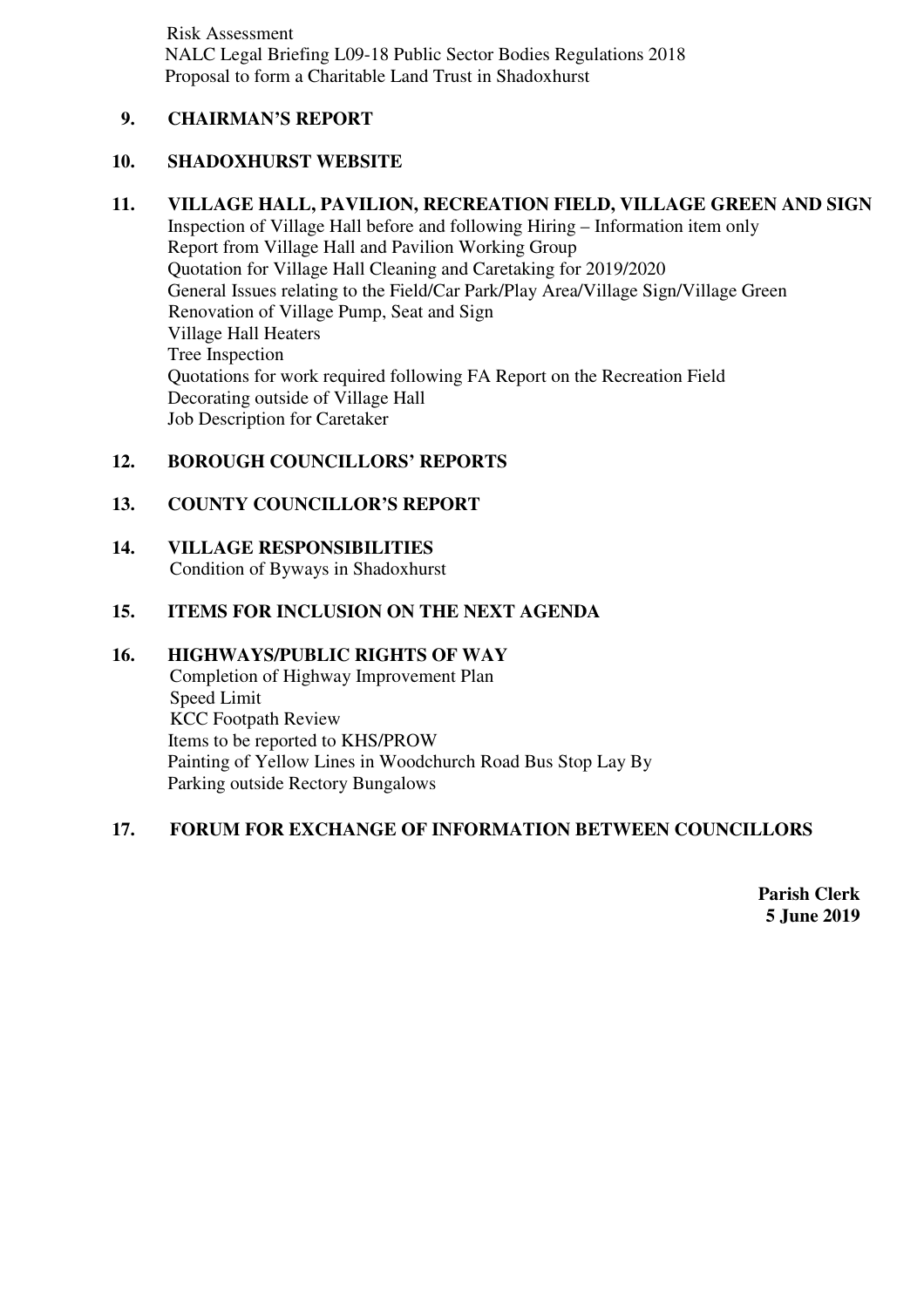Risk Assessment
NALC Legal Briefing L09-18 Public Sector Bodies Regulations 2018
Proposal to form a Charitable Land Trust in Shadoxhurst

**9. CHAIRMAN'S REPORT**

**10. SHADOXHURST WEBSITE**

**11. VILLAGE HALL, PAVILION, RECREATION FIELD, VILLAGE GREEN AND SIGN**
Inspection of Village Hall before and following Hiring – Information item only
Report from Village Hall and Pavilion Working Group
Quotation for Village Hall Cleaning and Caretaking for 2019/2020
General Issues relating to the Field/Car Park/Play Area/Village Sign/Village Green
Renovation of Village Pump, Seat and Sign
Village Hall Heaters
Tree Inspection
Quotations for work required following FA Report on the Recreation Field
Decorating outside of Village Hall
Job Description for Caretaker

**12. BOROUGH COUNCILLORS' REPORTS**

**13. COUNTY COUNCILLOR'S REPORT**

**14. VILLAGE RESPONSIBILITIES**
Condition of Byways in Shadoxhurst

**15. ITEMS FOR INCLUSION ON THE NEXT AGENDA**

**16. HIGHWAYS/PUBLIC RIGHTS OF WAY**
Completion of Highway Improvement Plan
Speed Limit
KCC Footpath Review
Items to be reported to KHS/PROW
Painting of Yellow Lines in Woodchurch Road Bus Stop Lay By
Parking outside Rectory Bungalows

**17. FORUM FOR EXCHANGE OF INFORMATION BETWEEN COUNCILLORS**

**Parish Clerk**
**5 June 2019**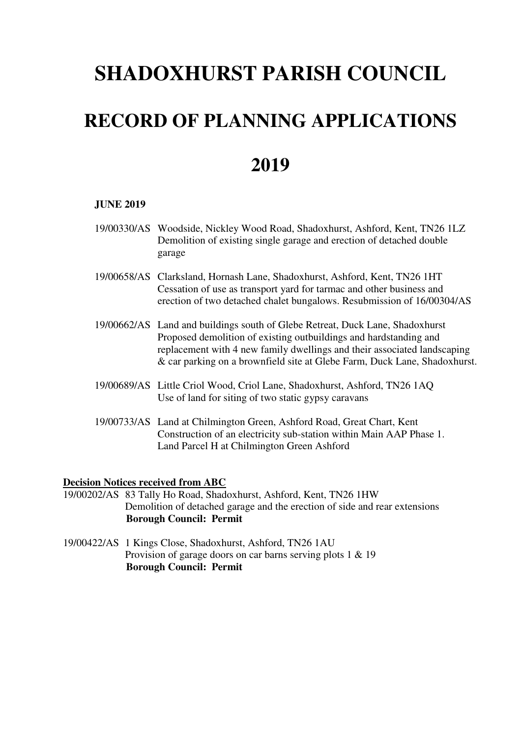# SHADOXHURST PARISH COUNCIL

# RECORD OF PLANNING APPLICATIONS

# 2019

**JUNE 2019**

19/00330/AS Woodside, Nickley Wood Road, Shadoxhurst, Ashford, Kent, TN26 1LZ
Demolition of existing single garage and erection of detached double garage

19/00658/AS Clarksland, Hornash Lane, Shadoxhurst, Ashford, Kent, TN26 1HT
Cessation of use as transport yard for tarmac and other business and erection of two detached chalet bungalows. Resubmission of 16/00304/AS

19/00662/AS Land and buildings south of Glebe Retreat, Duck Lane, Shadoxhurst
Proposed demolition of existing outbuildings and hardstanding and replacement with 4 new family dwellings and their associated landscaping & car parking on a brownfield site at Glebe Farm, Duck Lane, Shadoxhurst.

19/00689/AS Little Criol Wood, Criol Lane, Shadoxhurst, Ashford, TN26 1AQ
Use of land for siting of two static gypsy caravans

19/00733/AS Land at Chilmington Green, Ashford Road, Great Chart, Kent
Construction of an electricity sub-station within Main AAP Phase 1. Land Parcel H at Chilmington Green Ashford

**Decision Notices received from ABC**

19/00202/AS 83 Tally Ho Road, Shadoxhurst, Ashford, Kent, TN26 1HW
Demolition of detached garage and the erection of side and rear extensions
**Borough Council: Permit**

19/00422/AS 1 Kings Close, Shadoxhurst, Ashford, TN26 1AU
Provision of garage doors on car barns serving plots 1 & 19
**Borough Council: Permit**